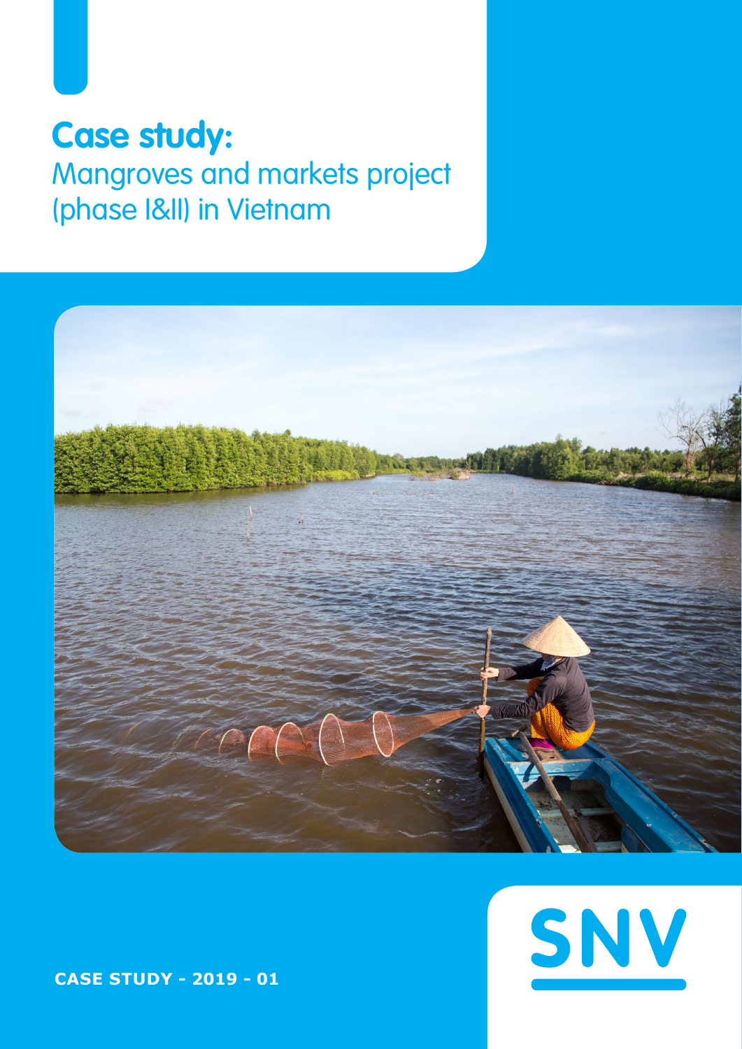# Case study:

Mangroves and markets project (phase I&II) in Vietnam

SNV

**CASE STUDY - 2019 - 01**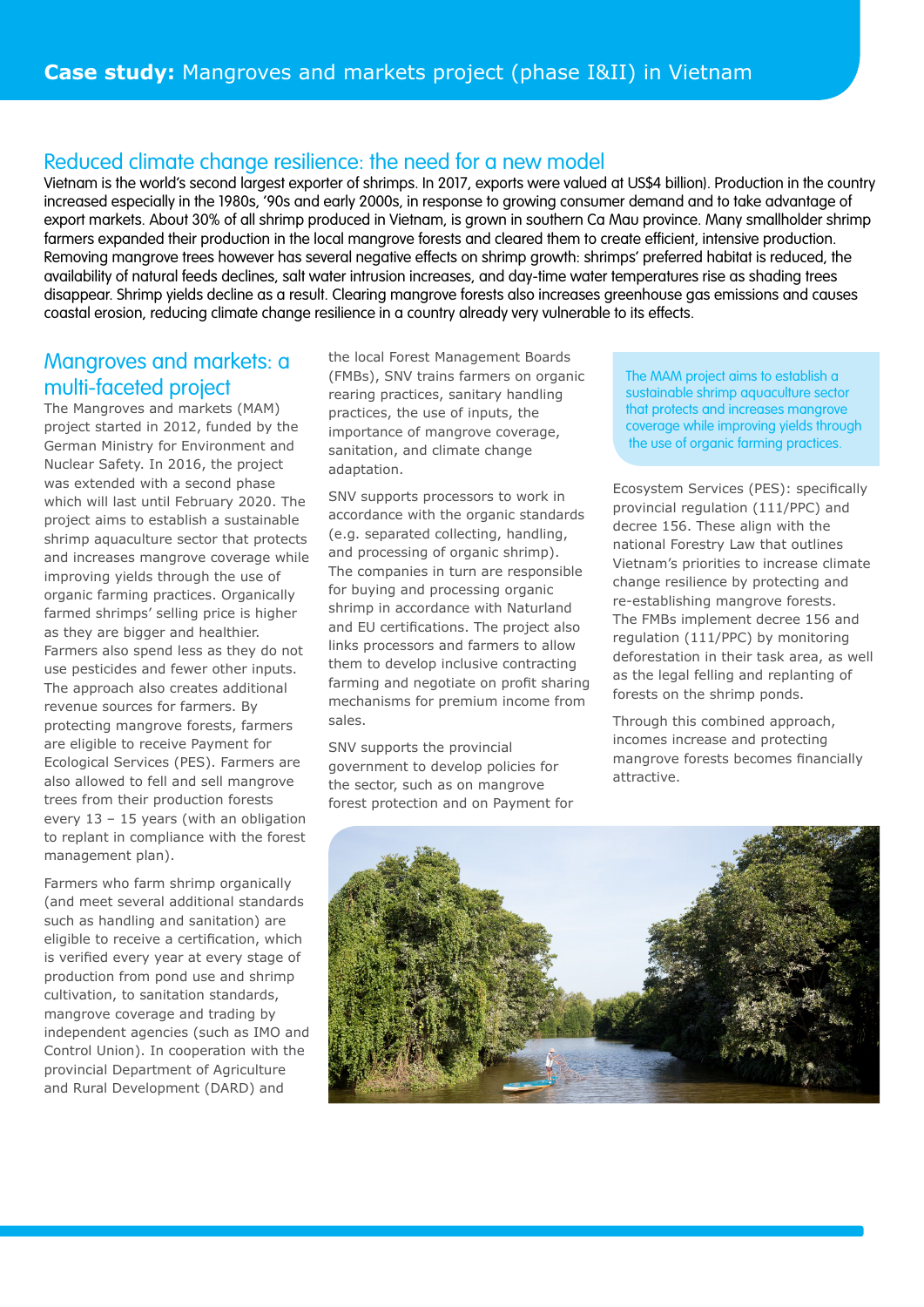# Case study: Mangroves and markets project (phase I&II) in Vietnam

## Reduced climate change resilience: the need for a new model

Vietnam is the world's second largest exporter of shrimps. In 2017, exports were valued at US$4 billion). Production in the country increased especially in the 1980s, '90s and early 2000s, in response to growing consumer demand and to take advantage of export markets. About 30% of all shrimp produced in Vietnam, is grown in southern Ca Mau province. Many smallholder shrimp farmers expanded their production in the local mangrove forests and cleared them to create efficient, intensive production. Removing mangrove trees however has several negative effects on shrimp growth: shrimps' preferred habitat is reduced, the availability of natural feeds declines, salt water intrusion increases, and day-time water temperatures rise as shading trees disappear. Shrimp yields decline as a result. Clearing mangrove forests also increases greenhouse gas emissions and causes coastal erosion, reducing climate change resilience in a country already very vulnerable to its effects.

## Mangroves and markets: a multi-faceted project

The Mangroves and markets (MAM) project started in 2012, funded by the German Ministry for Environment and Nuclear Safety. In 2016, the project was extended with a second phase which will last until February 2020. The project aims to establish a sustainable shrimp aquaculture sector that protects and increases mangrove coverage while improving yields through the use of organic farming practices. Organically farmed shrimps' selling price is higher as they are bigger and healthier. Farmers also spend less as they do not use pesticides and fewer other inputs. The approach also creates additional revenue sources for farmers. By protecting mangrove forests, farmers are eligible to receive Payment for Ecological Services (PES). Farmers are also allowed to fell and sell mangrove trees from their production forests every 13 – 15 years (with an obligation to replant in compliance with the forest management plan).

Farmers who farm shrimp organically (and meet several additional standards such as handling and sanitation) are eligible to receive a certification, which is verified every year at every stage of production from pond use and shrimp cultivation, to sanitation standards, mangrove coverage and trading by independent agencies (such as IMO and Control Union). In cooperation with the provincial Department of Agriculture and Rural Development (DARD) and the local Forest Management Boards (FMBs), SNV trains farmers on organic rearing practices, sanitary handling practices, the use of inputs, the importance of mangrove coverage, sanitation, and climate change adaptation.

SNV supports processors to work in accordance with the organic standards (e.g. separated collecting, handling, and processing of organic shrimp). The companies in turn are responsible for buying and processing organic shrimp in accordance with Naturland and EU certifications. The project also links processors and farmers to allow them to develop inclusive contracting farming and negotiate on profit sharing mechanisms for premium income from sales.

SNV supports the provincial government to develop policies for the sector, such as on mangrove forest protection and on Payment for Ecosystem Services (PES): specifically provincial regulation (111/PPC) and decree 156. These align with the national Forestry Law that outlines Vietnam's priorities to increase climate change resilience by protecting and re-establishing mangrove forests. The FMBs implement decree 156 and regulation (111/PPC) by monitoring deforestation in their task area, as well as the legal felling and replanting of forests on the shrimp ponds.

> The MAM project aims to establish a sustainable shrimp aquaculture sector that protects and increases mangrove coverage while improving yields through the use of organic farming practices.

Through this combined approach, incomes increase and protecting mangrove forests becomes financially attractive.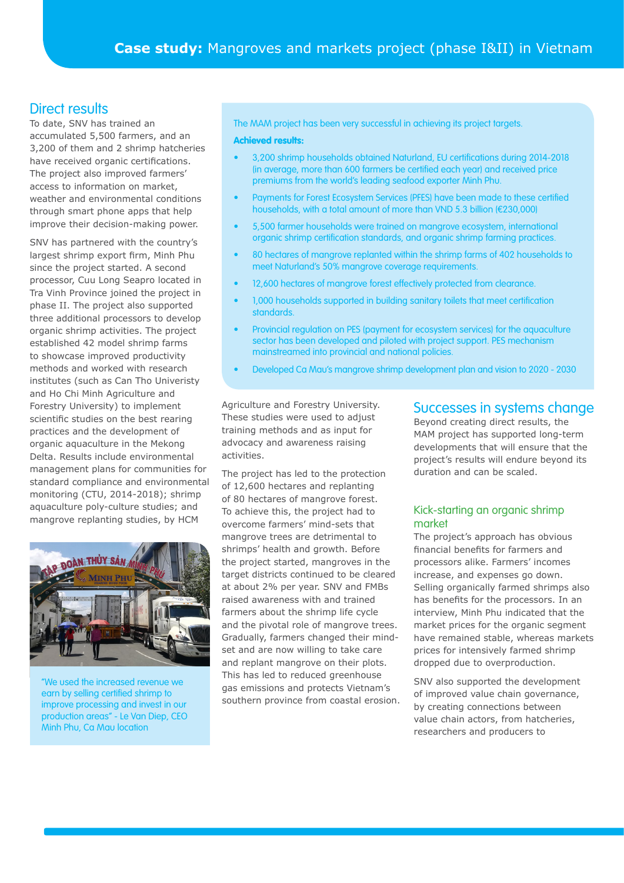## Direct results

To date, SNV has trained an accumulated 5,500 farmers, and an 3,200 of them and 2 shrimp hatcheries have received organic certifications. The project also improved farmers' access to information on market, weather and environmental conditions through smart phone apps that help improve their decision-making power.

SNV has partnered with the country's largest shrimp export firm, Minh Phu since the project started. A second processor, Cuu Long Seapro located in Tra Vinh Province joined the project in phase II. The project also supported three additional processors to develop organic shrimp activities. The project established 42 model shrimp farms to showcase improved productivity methods and worked with research institutes (such as Can Tho Univeristy and Ho Chi Minh Agriculture and Forestry University) to implement scientific studies on the best rearing practices and the development of organic aquaculture in the Mekong Delta. Results include environmental management plans for communities for standard compliance and environmental monitoring (CTU, 2014-2018); shrimp aquaculture poly-culture studies; and mangrove replanting studies, by HCM Agriculture and Forestry University. These studies were used to adjust training methods and as input for advocacy and awareness raising activities.

"We used the increased revenue we earn by selling certified shrimp to improve processing and invest in our production areas" - Le Van Diep, CEO Minh Phu, Ca Mau location

The MAM project has been very successful in achieving its project targets.

**Achieved results:**

- 3,200 shrimp households obtained Naturland, EU certifications during 2014-2018 (in average, more than 600 farmers be certified each year) and received price premiums from the world's leading seafood exporter Minh Phu.
- Payments for Forest Ecosystem Services (PFES) have been made to these certified households, with a total amount of more than VND 5.3 billion (€230,000)
- 5,500 farmer households were trained on mangrove ecosystem, international organic shrimp certification standards, and organic shrimp farming practices.
- 80 hectares of mangrove replanted within the shrimp farms of 402 households to meet Naturland's 50% mangrove coverage requirements.
- 12,600 hectares of mangrove forest effectively protected from clearance.
- 1,000 households supported in building sanitary toilets that meet certification standards.
- Provincial regulation on PES (payment for ecosystem services) for the aquaculture sector has been developed and piloted with project support. PES mechanism mainstreamed into provincial and national policies.
- Developed Ca Mau's mangrove shrimp development plan and vision to 2020 - 2030

The project has led to the protection of 12,600 hectares and replanting of 80 hectares of mangrove forest. To achieve this, the project had to overcome farmers' mind-sets that mangrove trees are detrimental to shrimps' health and growth. Before the project started, mangroves in the target districts continued to be cleared at about 2% per year. SNV and FMBs raised awareness with and trained farmers about the shrimp life cycle and the pivotal role of mangrove trees. Gradually, farmers changed their mind-set and are now willing to take care and replant mangrove on their plots. This has led to reduced greenhouse gas emissions and protects Vietnam's southern province from coastal erosion.

## Successes in systems change

Beyond creating direct results, the MAM project has supported long-term developments that will ensure that the project's results will endure beyond its duration and can be scaled.

### Kick-starting an organic shrimp market

The project's approach has obvious financial benefits for farmers and processors alike. Farmers' incomes increase, and expenses go down. Selling organically farmed shrimps also has benefits for the processors. In an interview, Minh Phu indicated that the market prices for the organic segment have remained stable, whereas markets prices for intensively farmed shrimp dropped due to overproduction.

SNV also supported the development of improved value chain governance, by creating connections between value chain actors, from hatcheries, researchers and producers to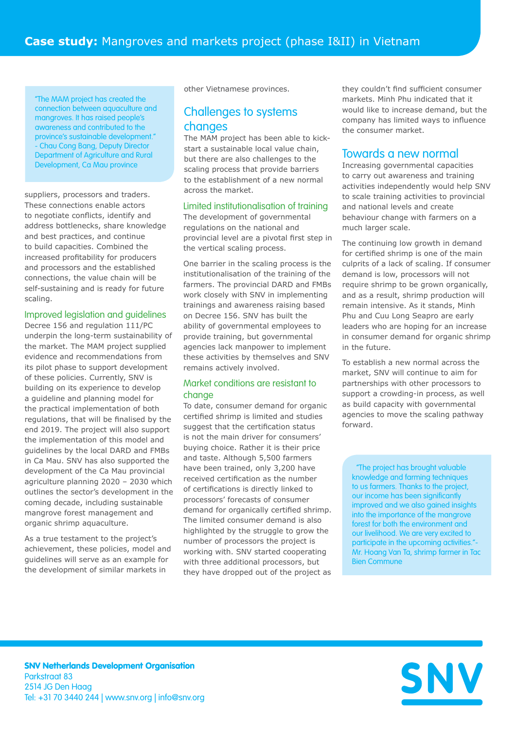# **Case study:** Mangroves and markets project (phase I&II) in Vietnam

> "The MAM project has created the connection between aquaculture and mangroves. It has raised people's awareness and contributed to the province's sustainable development." - Chau Cong Bang, Deputy Director Department of Agriculture and Rural Development, Ca Mau province

suppliers, processors and traders. These connections enable actors to negotiate conflicts, identify and address bottlenecks, share knowledge and best practices, and continue to build capacities. Combined the increased profitability for producers and processors and the established connections, the value chain will be self-sustaining and is ready for future scaling.

### Improved legislation and guidelines

Decree 156 and regulation 111/PC underpin the long-term sustainability of the market. The MAM project supplied evidence and recommendations from its pilot phase to support development of these policies. Currently, SNV is building on its experience to develop a guideline and planning model for the practical implementation of both regulations, that will be finalised by the end 2019. The project will also support the implementation of this model and guidelines by the local DARD and FMBs in Ca Mau. SNV has also supported the development of the Ca Mau provincial agriculture planning 2020 – 2030 which outlines the sector's development in the coming decade, including sustainable mangrove forest management and organic shrimp aquaculture.

As a true testament to the project's achievement, these policies, model and guidelines will serve as an example for the development of similar markets in other Vietnamese provinces.

## Challenges to systems changes

The MAM project has been able to kick-start a sustainable local value chain, but there are also challenges to the scaling process that provide barriers to the establishment of a new normal across the market.

### Limited institutionalisation of training

The development of governmental regulations on the national and provincial level are a pivotal first step in the vertical scaling process.

One barrier in the scaling process is the institutionalisation of the training of the farmers. The provincial DARD and FMBs work closely with SNV in implementing trainings and awareness raising based on Decree 156. SNV has built the ability of governmental employees to provide training, but governmental agencies lack manpower to implement these activities by themselves and SNV remains actively involved.

### Market conditions are resistant to change

To date, consumer demand for organic certified shrimp is limited and studies suggest that the certification status is not the main driver for consumers' buying choice. Rather it is their price and taste. Although 5,500 farmers have been trained, only 3,200 have received certification as the number of certifications is directly linked to processors' forecasts of consumer demand for organically certified shrimp. The limited consumer demand is also highlighted by the struggle to grow the number of processors the project is working with. SNV started cooperating with three additional processors, but they have dropped out of the project as they couldn't find sufficient consumer markets. Minh Phu indicated that it would like to increase demand, but the company has limited ways to influence the consumer market.

## Towards a new normal

Increasing governmental capacities to carry out awareness and training activities independently would help SNV to scale training activities to provincial and national levels and create behaviour change with farmers on a much larger scale.

The continuing low growth in demand for certified shrimp is one of the main culprits of a lack of scaling. If consumer demand is low, processors will not require shrimp to be grown organically, and as a result, shrimp production will remain intensive. As it stands, Minh Phu and Cuu Long Seapro are early leaders who are hoping for an increase in consumer demand for organic shrimp in the future.

To establish a new normal across the market, SNV will continue to aim for partnerships with other processors to support a crowding-in process, as well as build capacity with governmental agencies to move the scaling pathway forward.

> "The project has brought valuable knowledge and farming techniques to us farmers. Thanks to the project, our income has been significantly improved and we also gained insights into the importance of the mangrove forest for both the environment and our livelihood. We are very excited to participate in the upcoming activities."- Mr. Hoang Van Ta, shrimp farmer in Tac Bien Commune

**SNV Netherlands Development Organisation**
Parkstraat 83
2514 JG Den Haag
Tel: +31 70 3440 244 | www.snv.org | info@snv.org

SNV